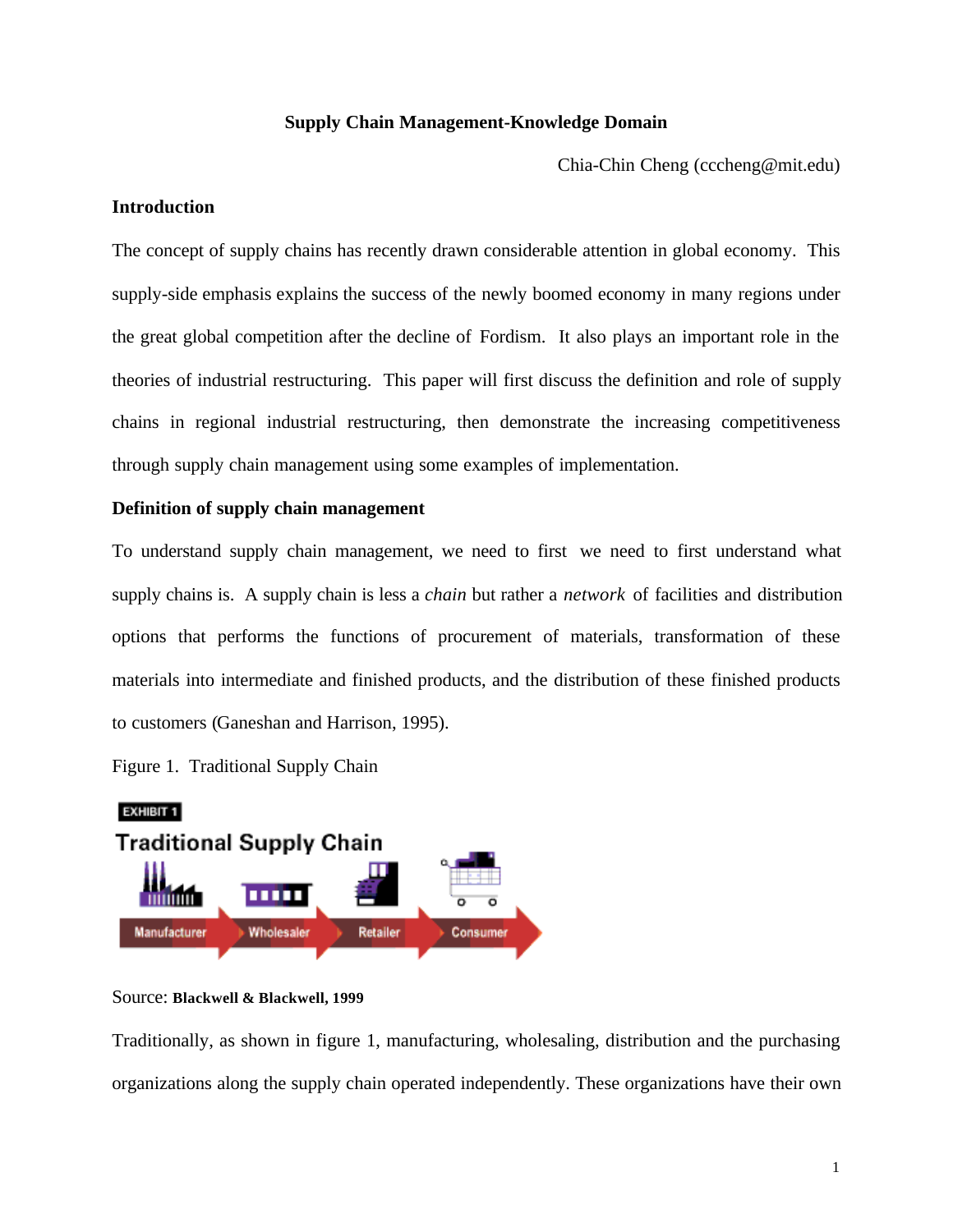# Supply Chain Management-Knowledge Domain

Chia-Chin Cheng (cccheng@mit.edu)

## Introduction

The concept of supply chains has recently drawn considerable attention in global economy. This supply-side emphasis explains the success of the newly boomed economy in many regions under the great global competition after the decline of Fordism. It also plays an important role in the theories of industrial restructuring. This paper will first discuss the definition and role of supply chains in regional industrial restructuring, then demonstrate the increasing competitiveness through supply chain management using some examples of implementation.

## Definition of supply chain management

To understand supply chain management, we need to first we need to first understand what supply chains is. A supply chain is less a *chain* but rather a *network* of facilities and distribution options that performs the functions of procurement of materials, transformation of these materials into intermediate and finished products, and the distribution of these finished products to customers (Ganeshan and Harrison, 1995).

Figure 1. Traditional Supply Chain

Source: **Blackwell & Blackwell, 1999**

Traditionally, as shown in figure 1, manufacturing, wholesaling, distribution and the purchasing organizations along the supply chain operated independently. These organizations have their own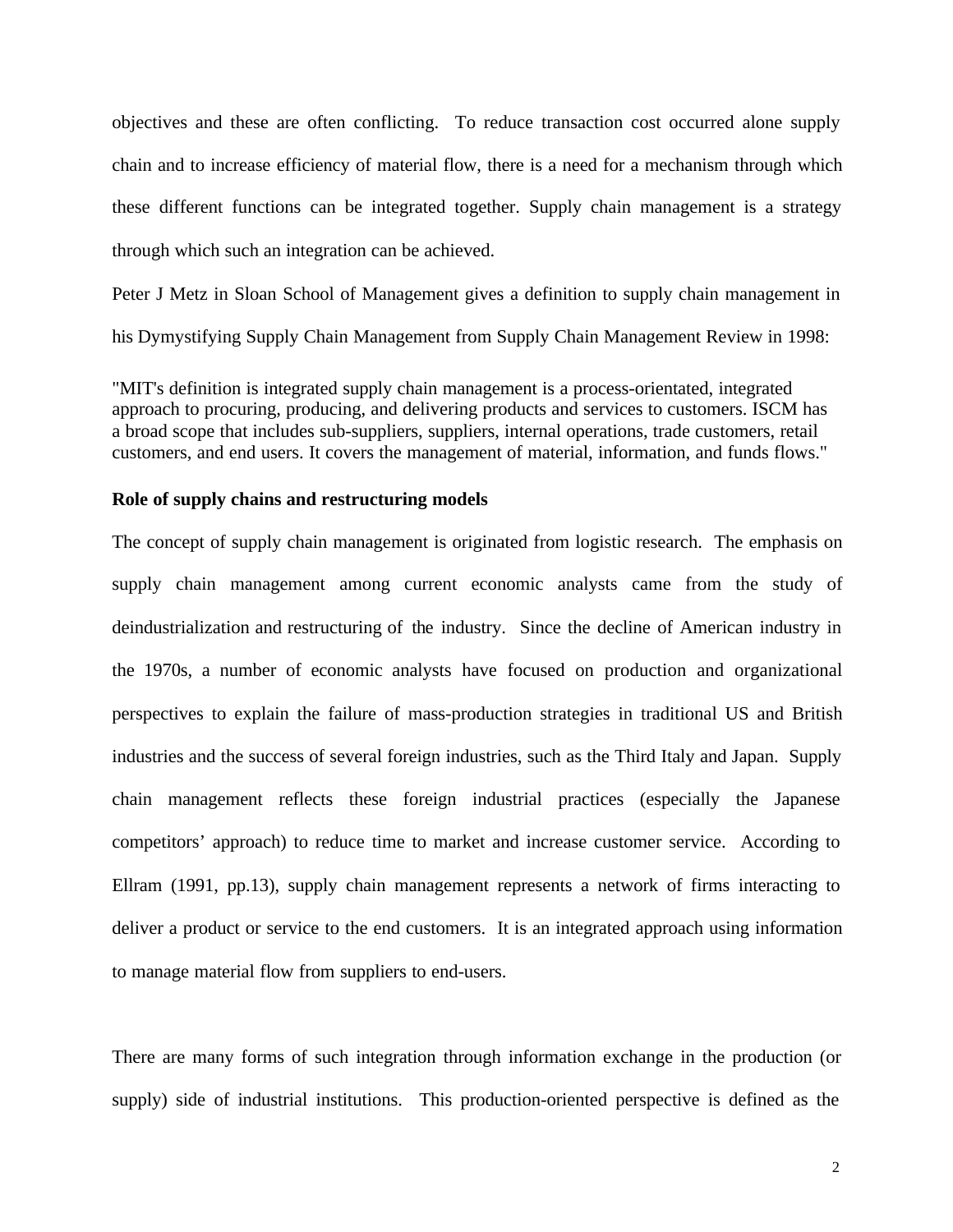objectives and these are often conflicting. To reduce transaction cost occurred alone supply chain and to increase efficiency of material flow, there is a need for a mechanism through which these different functions can be integrated together. Supply chain management is a strategy through which such an integration can be achieved.

Peter J Metz in Sloan School of Management gives a definition to supply chain management in his Dymystifying Supply Chain Management from Supply Chain Management Review in 1998:

"MIT's definition is integrated supply chain management is a process-orientated, integrated approach to procuring, producing, and delivering products and services to customers. ISCM has a broad scope that includes sub-suppliers, suppliers, internal operations, trade customers, retail customers, and end users. It covers the management of material, information, and funds flows."

**Role of supply chains and restructuring models**

The concept of supply chain management is originated from logistic research. The emphasis on supply chain management among current economic analysts came from the study of deindustrialization and restructuring of the industry. Since the decline of American industry in the 1970s, a number of economic analysts have focused on production and organizational perspectives to explain the failure of mass-production strategies in traditional US and British industries and the success of several foreign industries, such as the Third Italy and Japan. Supply chain management reflects these foreign industrial practices (especially the Japanese competitors' approach) to reduce time to market and increase customer service. According to Ellram (1991, pp.13), supply chain management represents a network of firms interacting to deliver a product or service to the end customers. It is an integrated approach using information to manage material flow from suppliers to end-users.

There are many forms of such integration through information exchange in the production (or supply) side of industrial institutions. This production-oriented perspective is defined as the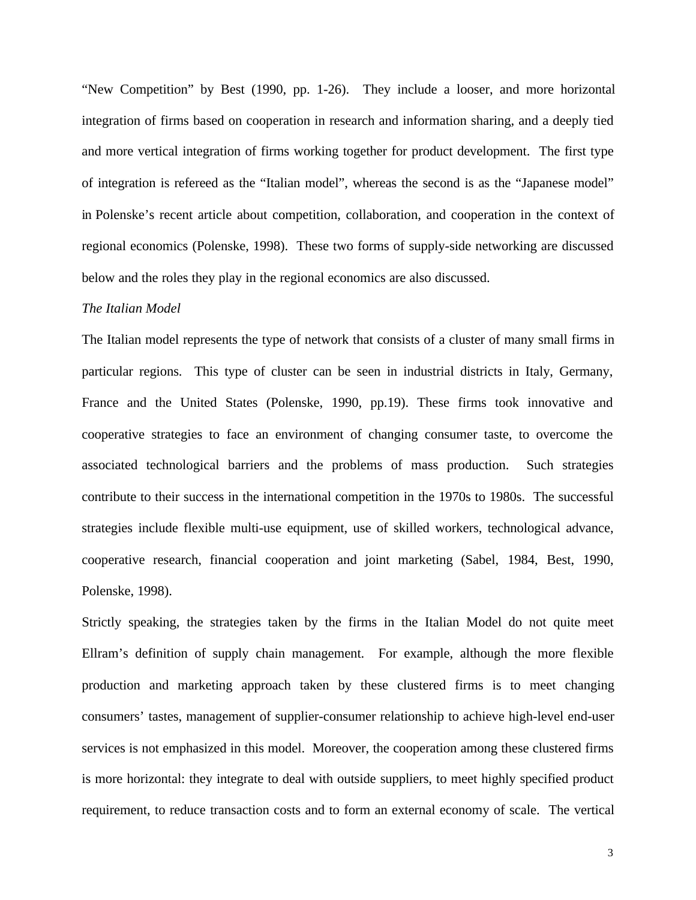"New Competition" by Best (1990, pp. 1-26). They include a looser, and more horizontal integration of firms based on cooperation in research and information sharing, and a deeply tied and more vertical integration of firms working together for product development. The first type of integration is refereed as the "Italian model", whereas the second is as the "Japanese model" in Polenske's recent article about competition, collaboration, and cooperation in the context of regional economics (Polenske, 1998). These two forms of supply-side networking are discussed below and the roles they play in the regional economics are also discussed.

*The Italian Model*

The Italian model represents the type of network that consists of a cluster of many small firms in particular regions. This type of cluster can be seen in industrial districts in Italy, Germany, France and the United States (Polenske, 1990, pp.19). These firms took innovative and cooperative strategies to face an environment of changing consumer taste, to overcome the associated technological barriers and the problems of mass production. Such strategies contribute to their success in the international competition in the 1970s to 1980s. The successful strategies include flexible multi-use equipment, use of skilled workers, technological advance, cooperative research, financial cooperation and joint marketing (Sabel, 1984, Best, 1990, Polenske, 1998).

Strictly speaking, the strategies taken by the firms in the Italian Model do not quite meet Ellram's definition of supply chain management. For example, although the more flexible production and marketing approach taken by these clustered firms is to meet changing consumers' tastes, management of supplier-consumer relationship to achieve high-level end-user services is not emphasized in this model. Moreover, the cooperation among these clustered firms is more horizontal: they integrate to deal with outside suppliers, to meet highly specified product requirement, to reduce transaction costs and to form an external economy of scale. The vertical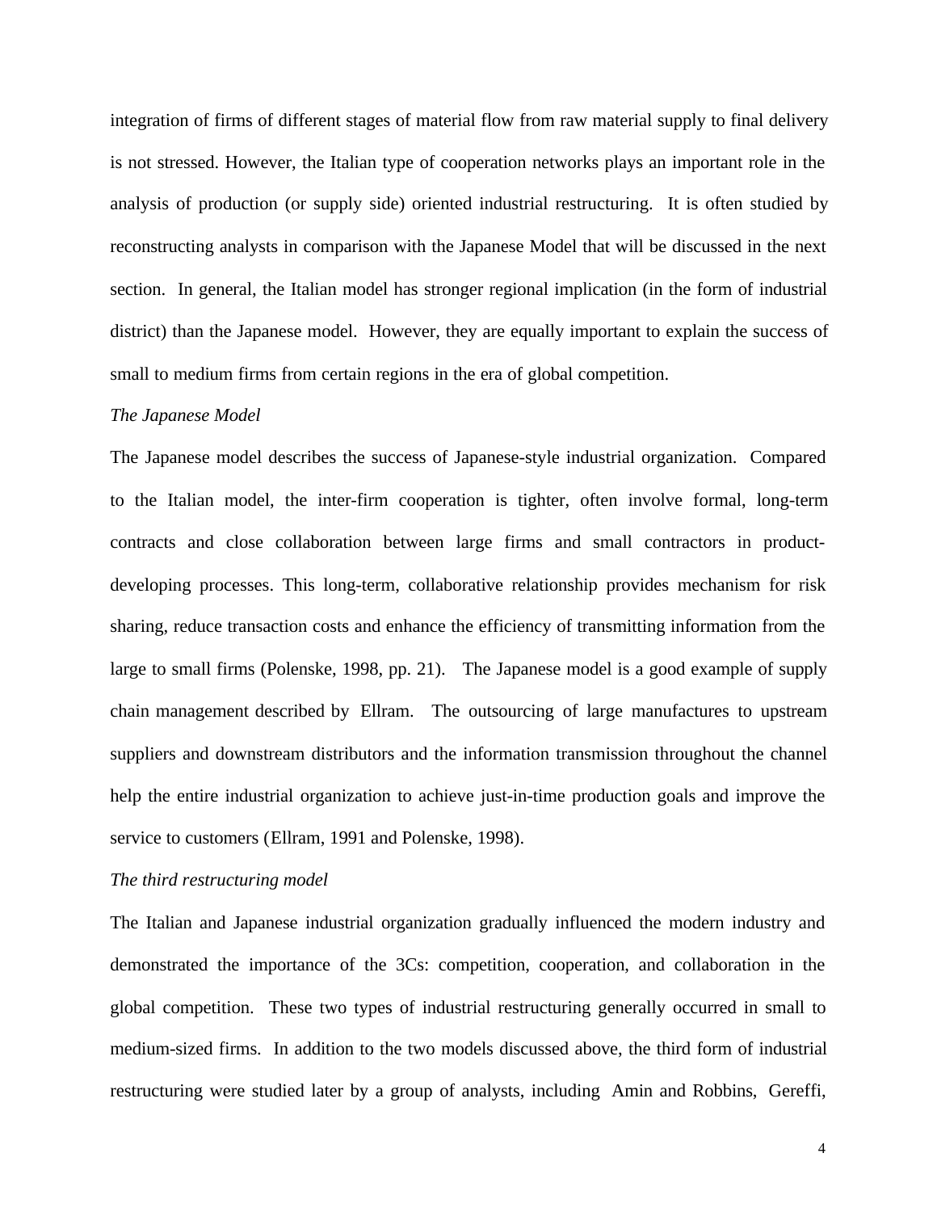integration of firms of different stages of material flow from raw material supply to final delivery is not stressed. However, the Italian type of cooperation networks plays an important role in the analysis of production (or supply side) oriented industrial restructuring. It is often studied by reconstructing analysts in comparison with the Japanese Model that will be discussed in the next section. In general, the Italian model has stronger regional implication (in the form of industrial district) than the Japanese model. However, they are equally important to explain the success of small to medium firms from certain regions in the era of global competition.

*The Japanese Model*

The Japanese model describes the success of Japanese-style industrial organization. Compared to the Italian model, the inter-firm cooperation is tighter, often involve formal, long-term contracts and close collaboration between large firms and small contractors in product-developing processes. This long-term, collaborative relationship provides mechanism for risk sharing, reduce transaction costs and enhance the efficiency of transmitting information from the large to small firms (Polenske, 1998, pp. 21). The Japanese model is a good example of supply chain management described by Ellram. The outsourcing of large manufactures to upstream suppliers and downstream distributors and the information transmission throughout the channel help the entire industrial organization to achieve just-in-time production goals and improve the service to customers (Ellram, 1991 and Polenske, 1998).

*The third restructuring model*

The Italian and Japanese industrial organization gradually influenced the modern industry and demonstrated the importance of the 3Cs: competition, cooperation, and collaboration in the global competition. These two types of industrial restructuring generally occurred in small to medium-sized firms. In addition to the two models discussed above, the third form of industrial restructuring were studied later by a group of analysts, including Amin and Robbins, Gereffi,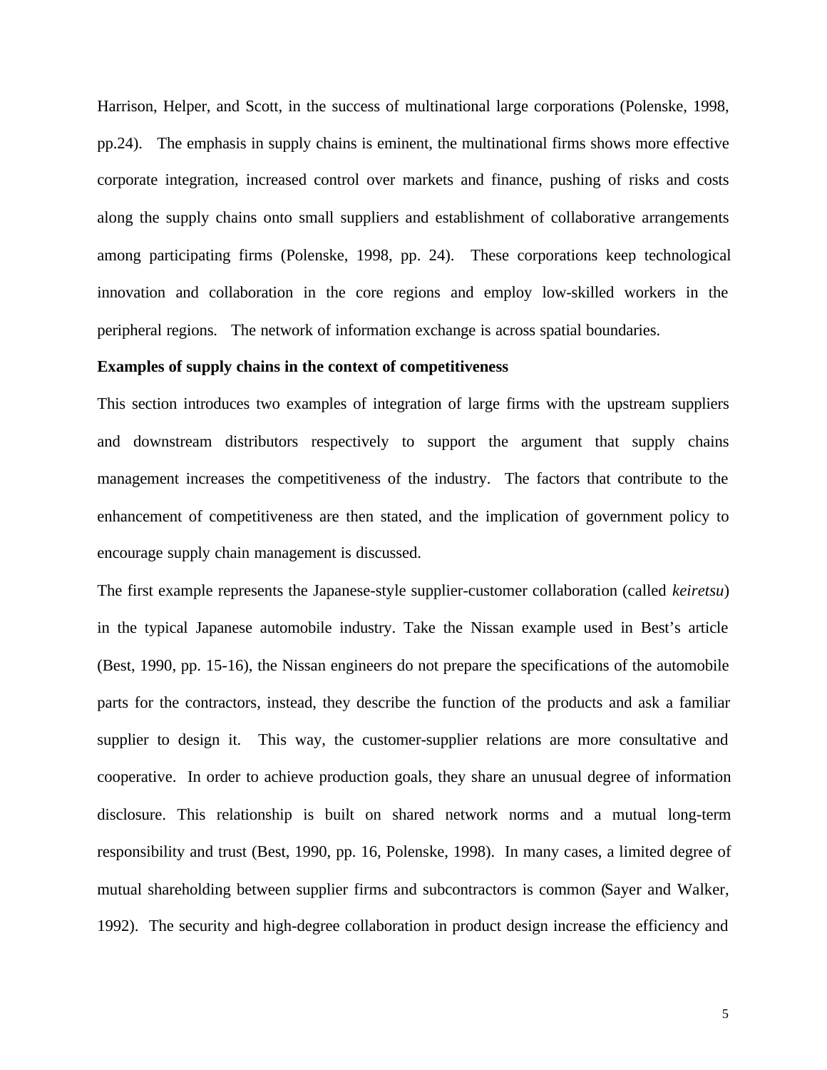Harrison, Helper, and Scott, in the success of multinational large corporations (Polenske, 1998, pp.24). The emphasis in supply chains is eminent, the multinational firms shows more effective corporate integration, increased control over markets and finance, pushing of risks and costs along the supply chains onto small suppliers and establishment of collaborative arrangements among participating firms (Polenske, 1998, pp. 24). These corporations keep technological innovation and collaboration in the core regions and employ low-skilled workers in the peripheral regions. The network of information exchange is across spatial boundaries.

**Examples of supply chains in the context of competitiveness**

This section introduces two examples of integration of large firms with the upstream suppliers and downstream distributors respectively to support the argument that supply chains management increases the competitiveness of the industry. The factors that contribute to the enhancement of competitiveness are then stated, and the implication of government policy to encourage supply chain management is discussed.

The first example represents the Japanese-style supplier-customer collaboration (called *keiretsu*) in the typical Japanese automobile industry. Take the Nissan example used in Best's article (Best, 1990, pp. 15-16), the Nissan engineers do not prepare the specifications of the automobile parts for the contractors, instead, they describe the function of the products and ask a familiar supplier to design it. This way, the customer-supplier relations are more consultative and cooperative. In order to achieve production goals, they share an unusual degree of information disclosure. This relationship is built on shared network norms and a mutual long-term responsibility and trust (Best, 1990, pp. 16, Polenske, 1998). In many cases, a limited degree of mutual shareholding between supplier firms and subcontractors is common (Sayer and Walker, 1992). The security and high-degree collaboration in product design increase the efficiency and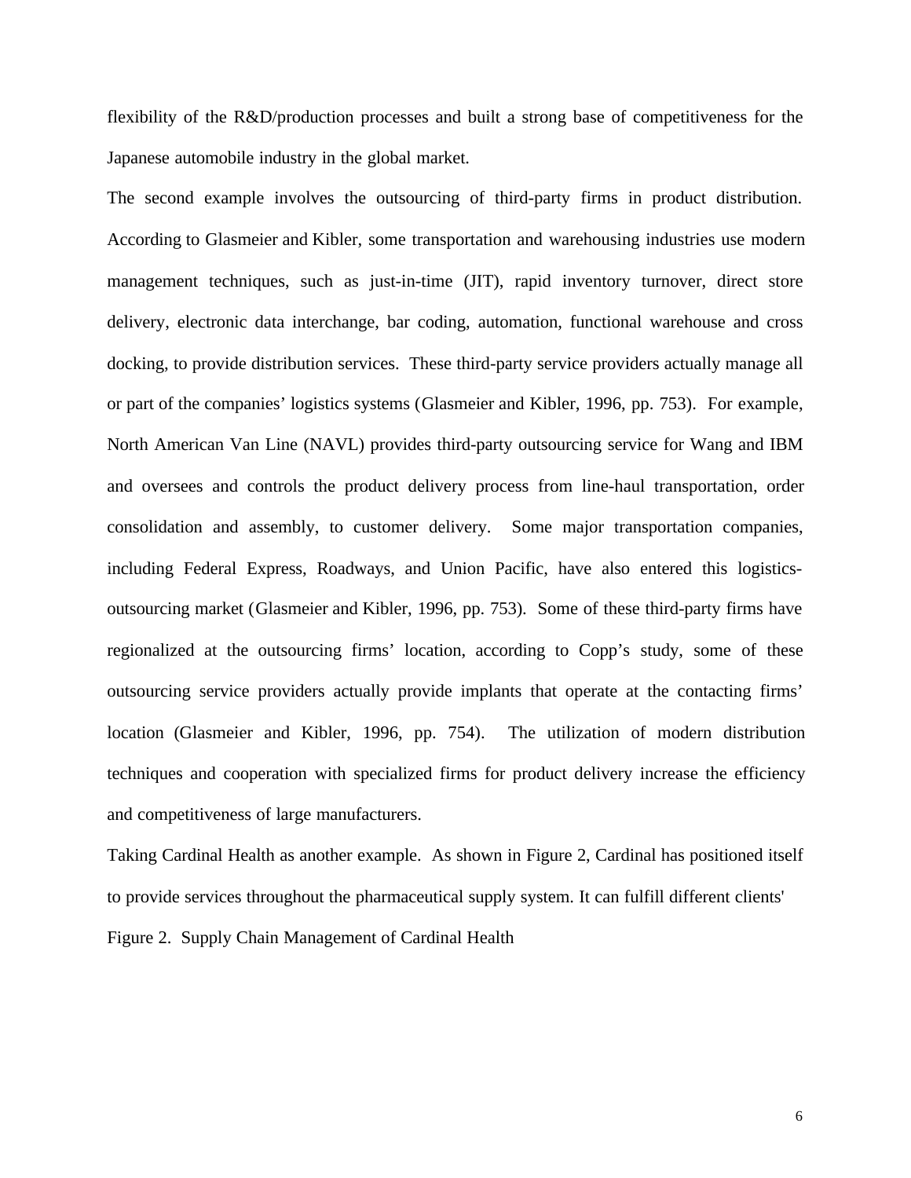flexibility of the R&D/production processes and built a strong base of competitiveness for the Japanese automobile industry in the global market.

The second example involves the outsourcing of third-party firms in product distribution. According to Glasmeier and Kibler, some transportation and warehousing industries use modern management techniques, such as just-in-time (JIT), rapid inventory turnover, direct store delivery, electronic data interchange, bar coding, automation, functional warehouse and cross docking, to provide distribution services. These third-party service providers actually manage all or part of the companies' logistics systems (Glasmeier and Kibler, 1996, pp. 753). For example, North American Van Line (NAVL) provides third-party outsourcing service for Wang and IBM and oversees and controls the product delivery process from line-haul transportation, order consolidation and assembly, to customer delivery. Some major transportation companies, including Federal Express, Roadways, and Union Pacific, have also entered this logistics-outsourcing market (Glasmeier and Kibler, 1996, pp. 753). Some of these third-party firms have regionalized at the outsourcing firms' location, according to Copp's study, some of these outsourcing service providers actually provide implants that operate at the contacting firms' location (Glasmeier and Kibler, 1996, pp. 754). The utilization of modern distribution techniques and cooperation with specialized firms for product delivery increase the efficiency and competitiveness of large manufacturers.

Taking Cardinal Health as another example. As shown in Figure 2, Cardinal has positioned itself to provide services throughout the pharmaceutical supply system. It can fulfill different clients'

Figure 2. Supply Chain Management of Cardinal Health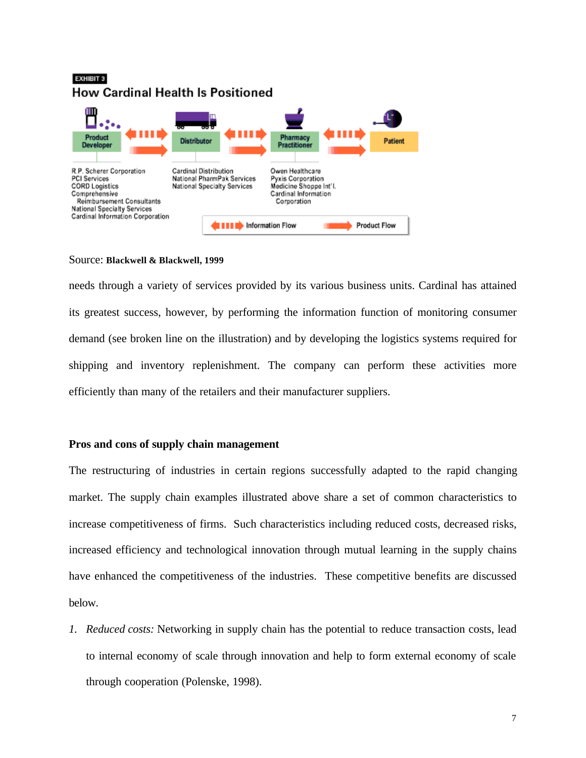EXHIBIT 3

**How Cardinal Health Is Positioned**

| Product Developer | Distributor | Pharmacy Practitioner | Patient |
|---|---|---|---|
| R.P. Scherer Corporation<br>PCI Services<br>CORD Logistics<br>Comprehensive Reimbursement Consultants<br>National Specialty Services<br>Cardinal Information Corporation | Cardinal Distribution<br>National PharmPak Services<br>National Specialty Services | Owen Healthcare<br>Pyxis Corporation<br>Medicine Shoppe Int'l.<br>Cardinal Information Corporation | |

Information Flow — Product Flow

Source: **Blackwell & Blackwell, 1999**

needs through a variety of services provided by its various business units. Cardinal has attained its greatest success, however, by performing the information function of monitoring consumer demand (see broken line on the illustration) and by developing the logistics systems required for shipping and inventory replenishment. The company can perform these activities more efficiently than many of the retailers and their manufacturer suppliers.

**Pros and cons of supply chain management**

The restructuring of industries in certain regions successfully adapted to the rapid changing market. The supply chain examples illustrated above share a set of common characteristics to increase competitiveness of firms. Such characteristics including reduced costs, decreased risks, increased efficiency and technological innovation through mutual learning in the supply chains have enhanced the competitiveness of the industries. These competitive benefits are discussed below.

1. *Reduced costs:* Networking in supply chain has the potential to reduce transaction costs, lead to internal economy of scale through innovation and help to form external economy of scale through cooperation (Polenske, 1998).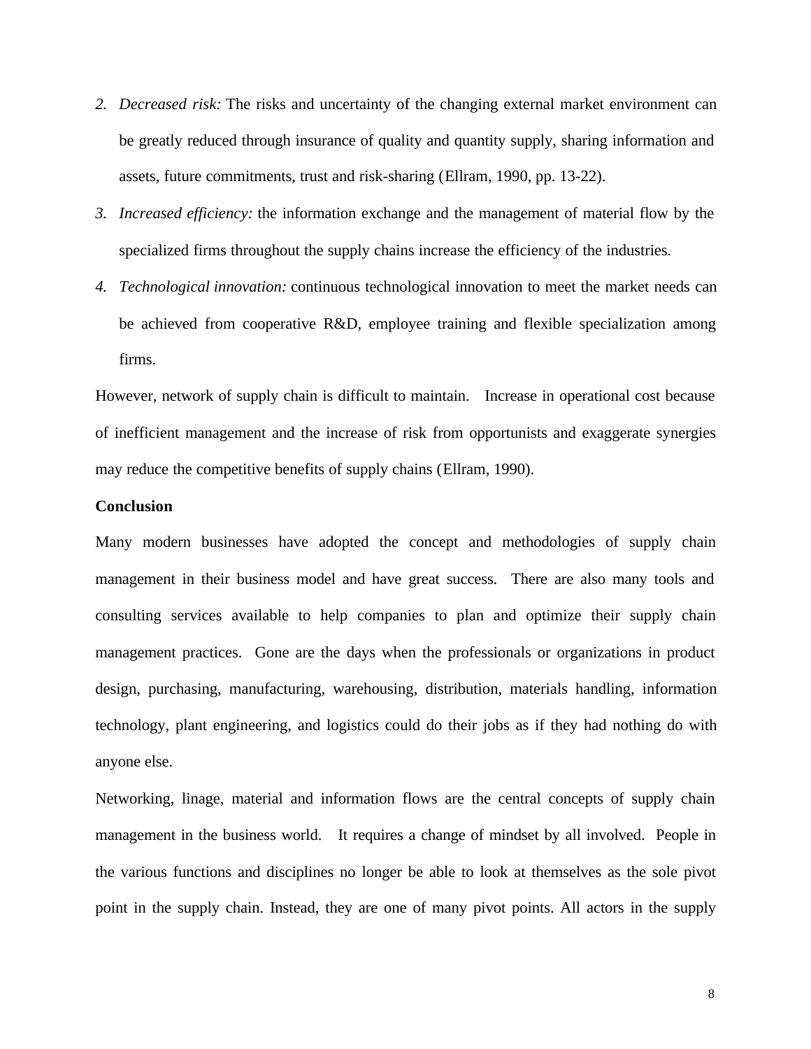2. *Decreased risk:* The risks and uncertainty of the changing external market environment can be greatly reduced through insurance of quality and quantity supply, sharing information and assets, future commitments, trust and risk-sharing (Ellram, 1990, pp. 13-22).
3. *Increased efficiency:* the information exchange and the management of material flow by the specialized firms throughout the supply chains increase the efficiency of the industries.
4. *Technological innovation:* continuous technological innovation to meet the market needs can be achieved from cooperative R&D, employee training and flexible specialization among firms.

However, network of supply chain is difficult to maintain. Increase in operational cost because of inefficient management and the increase of risk from opportunists and exaggerate synergies may reduce the competitive benefits of supply chains (Ellram, 1990).

**Conclusion**

Many modern businesses have adopted the concept and methodologies of supply chain management in their business model and have great success. There are also many tools and consulting services available to help companies to plan and optimize their supply chain management practices. Gone are the days when the professionals or organizations in product design, purchasing, manufacturing, warehousing, distribution, materials handling, information technology, plant engineering, and logistics could do their jobs as if they had nothing do with anyone else.

Networking, linage, material and information flows are the central concepts of supply chain management in the business world. It requires a change of mindset by all involved. People in the various functions and disciplines no longer be able to look at themselves as the sole pivot point in the supply chain. Instead, they are one of many pivot points. All actors in the supply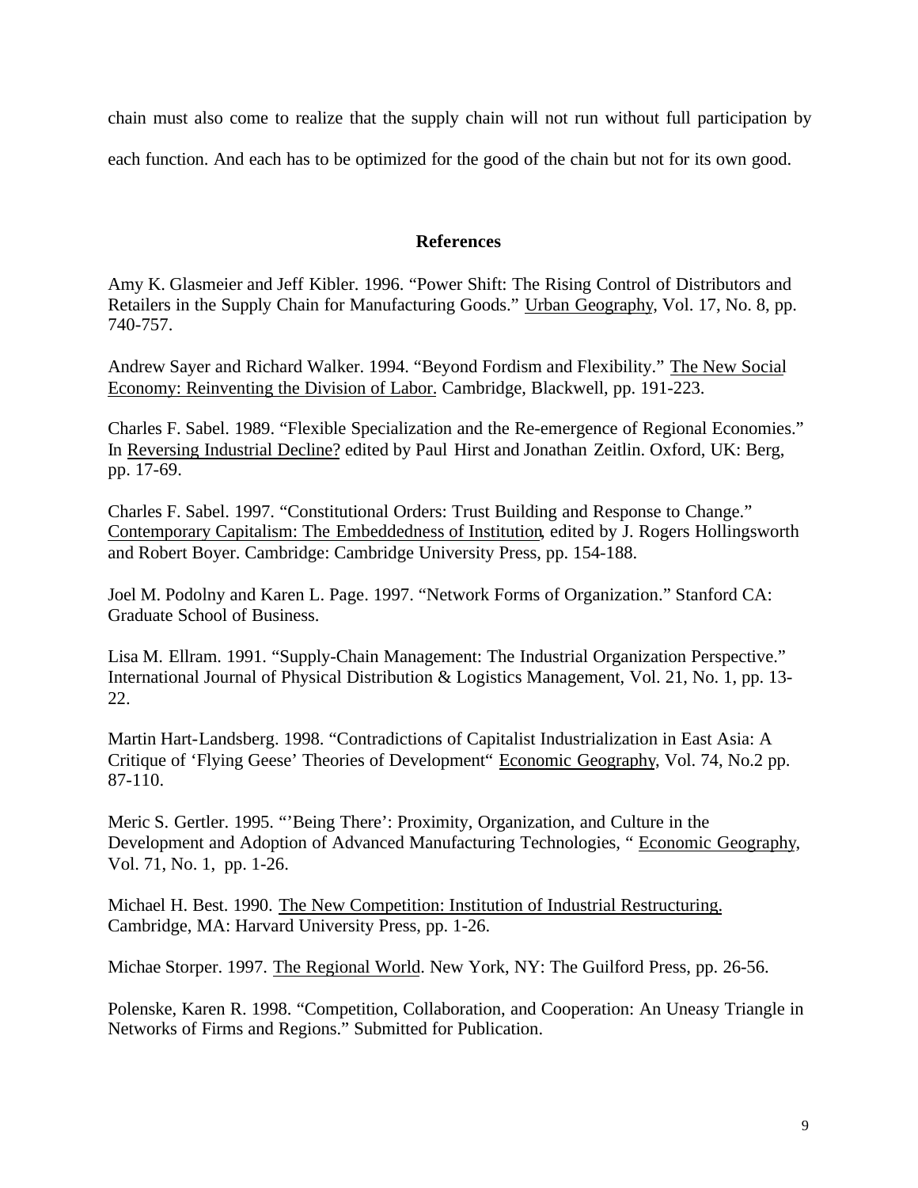chain must also come to realize that the supply chain will not run without full participation by each function. And each has to be optimized for the good of the chain but not for its own good.

## References

Amy K. Glasmeier and Jeff Kibler. 1996. "Power Shift: The Rising Control of Distributors and Retailers in the Supply Chain for Manufacturing Goods." Urban Geography, Vol. 17, No. 8, pp. 740-757.

Andrew Sayer and Richard Walker. 1994. "Beyond Fordism and Flexibility." The New Social Economy: Reinventing the Division of Labor. Cambridge, Blackwell, pp. 191-223.

Charles F. Sabel. 1989. "Flexible Specialization and the Re-emergence of Regional Economies." In Reversing Industrial Decline? edited by Paul Hirst and Jonathan Zeitlin. Oxford, UK: Berg, pp. 17-69.

Charles F. Sabel. 1997. "Constitutional Orders: Trust Building and Response to Change." Contemporary Capitalism: The Embeddedness of Institution, edited by J. Rogers Hollingsworth and Robert Boyer. Cambridge: Cambridge University Press, pp. 154-188.

Joel M. Podolny and Karen L. Page. 1997. "Network Forms of Organization." Stanford CA: Graduate School of Business.

Lisa M. Ellram. 1991. "Supply-Chain Management: The Industrial Organization Perspective." International Journal of Physical Distribution & Logistics Management, Vol. 21, No. 1, pp. 13-22.

Martin Hart-Landsberg. 1998. "Contradictions of Capitalist Industrialization in East Asia: A Critique of 'Flying Geese' Theories of Development" Economic Geography, Vol. 74, No.2 pp. 87-110.

Meric S. Gertler. 1995. "'Being There': Proximity, Organization, and Culture in the Development and Adoption of Advanced Manufacturing Technologies, " Economic Geography, Vol. 71, No. 1, pp. 1-26.

Michael H. Best. 1990. The New Competition: Institution of Industrial Restructuring. Cambridge, MA: Harvard University Press, pp. 1-26.

Michae Storper. 1997. The Regional World. New York, NY: The Guilford Press, pp. 26-56.

Polenske, Karen R. 1998. "Competition, Collaboration, and Cooperation: An Uneasy Triangle in Networks of Firms and Regions." Submitted for Publication.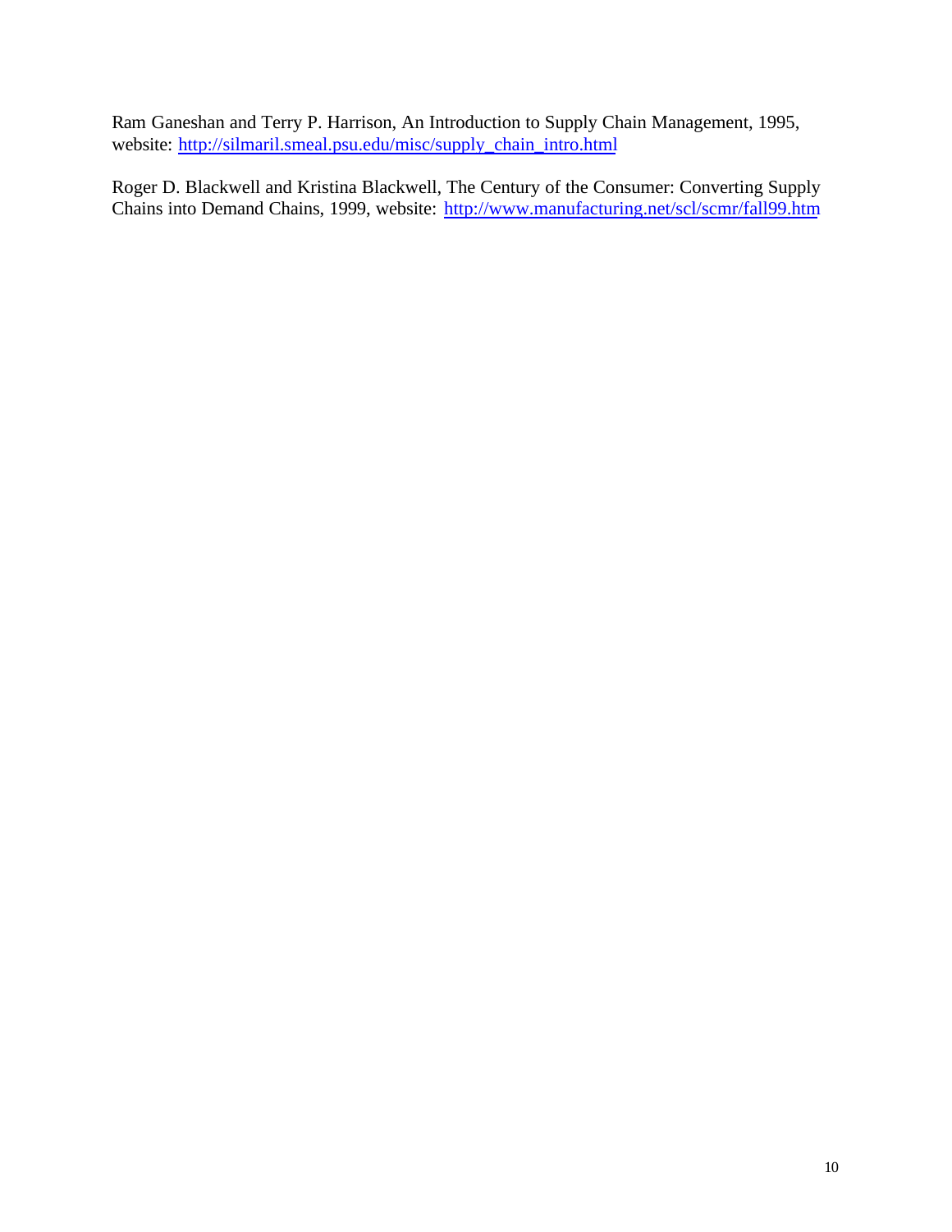Ram Ganeshan and Terry P. Harrison, An Introduction to Supply Chain Management, 1995, website: http://silmaril.smeal.psu.edu/misc/supply_chain_intro.html

Roger D. Blackwell and Kristina Blackwell, The Century of the Consumer: Converting Supply Chains into Demand Chains, 1999, website: http://www.manufacturing.net/scl/scmr/fall99.htm